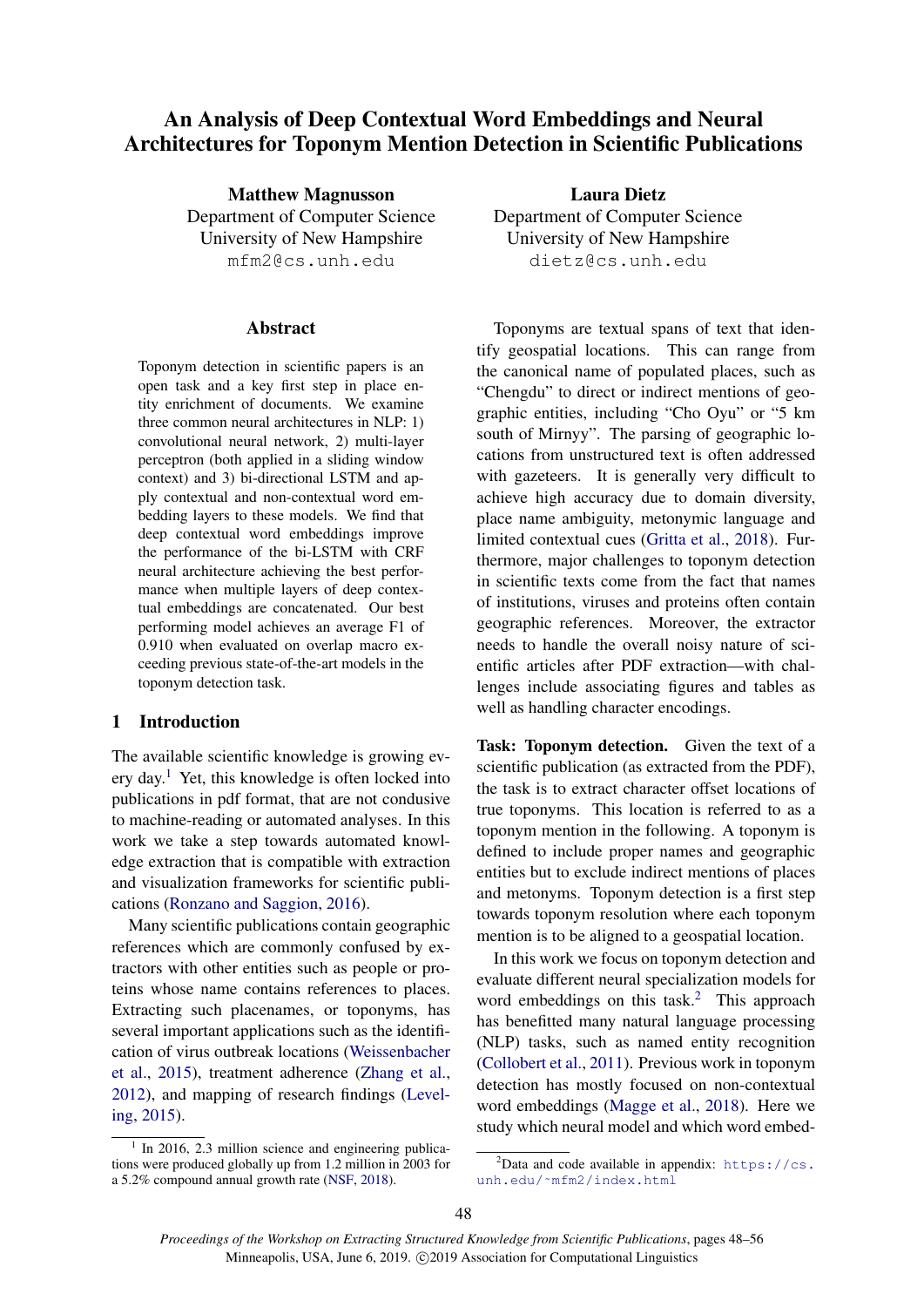# An Analysis of Deep Contextual Word Embeddings and Neural Architectures for Toponym Mention Detection in Scientific Publications

**Matthew Magnusson**
Department of Computer Science
University of New Hampshire
mfm2@cs.unh.edu

**Laura Dietz**
Department of Computer Science
University of New Hampshire
dietz@cs.unh.edu

## Abstract

Toponym detection in scientific papers is an open task and a key first step in place entity enrichment of documents. We examine three common neural architectures in NLP: 1) convolutional neural network, 2) multi-layer perceptron (both applied in a sliding window context) and 3) bi-directional LSTM and apply contextual and non-contextual word embedding layers to these models. We find that deep contextual word embeddings improve the performance of the bi-LSTM with CRF neural architecture achieving the best performance when multiple layers of deep contextual embeddings are concatenated. Our best performing model achieves an average F1 of 0.910 when evaluated on overlap macro exceeding previous state-of-the-art models in the toponym detection task.

## 1 Introduction

The available scientific knowledge is growing every day.[1] Yet, this knowledge is often locked into publications in pdf format, that are not condusive to machine-reading or automated analyses. In this work we take a step towards automated knowledge extraction that is compatible with extraction and visualization frameworks for scientific publications (Ronzano and Saggion, 2016).

Many scientific publications contain geographic references which are commonly confused by extractors with other entities such as people or proteins whose name contains references to places. Extracting such placenames, or toponyms, has several important applications such as the identification of virus outbreak locations (Weissenbacher et al., 2015), treatment adherence (Zhang et al., 2012), and mapping of research findings (Leveling, 2015).

Toponyms are textual spans of text that identify geospatial locations. This can range from the canonical name of populated places, such as "Chengdu" to direct or indirect mentions of geographic entities, including "Cho Oyu" or "5 km south of Mirnyy". The parsing of geographic locations from unstructured text is often addressed with gazeteers. It is generally very difficult to achieve high accuracy due to domain diversity, place name ambiguity, metonymic language and limited contextual cues (Gritta et al., 2018). Furthermore, major challenges to toponym detection in scientific texts come from the fact that names of institutions, viruses and proteins often contain geographic references. Moreover, the extractor needs to handle the overall noisy nature of scientific articles after PDF extraction—with challenges include associating figures and tables as well as handling character encodings.

**Task: Toponym detection.** Given the text of a scientific publication (as extracted from the PDF), the task is to extract character offset locations of true toponyms. This location is referred to as a toponym mention in the following. A toponym is defined to include proper names and geographic entities but to exclude indirect mentions of places and metonyms. Toponym detection is a first step towards toponym resolution where each toponym mention is to be aligned to a geospatial location.

In this work we focus on toponym detection and evaluate different neural specialization models for word embeddings on this task.[2] This approach has benefitted many natural language processing (NLP) tasks, such as named entity recognition (Collobert et al., 2011). Previous work in toponym detection has mostly focused on non-contextual word embeddings (Magge et al., 2018). Here we study which neural model and which word embed-

[1] In 2016, 2.3 million science and engineering publications were produced globally up from 1.2 million in 2003 for a 5.2% compound annual growth rate (NSF, 2018).

[2] Data and code available in appendix: https://cs.unh.edu/~mfm2/index.html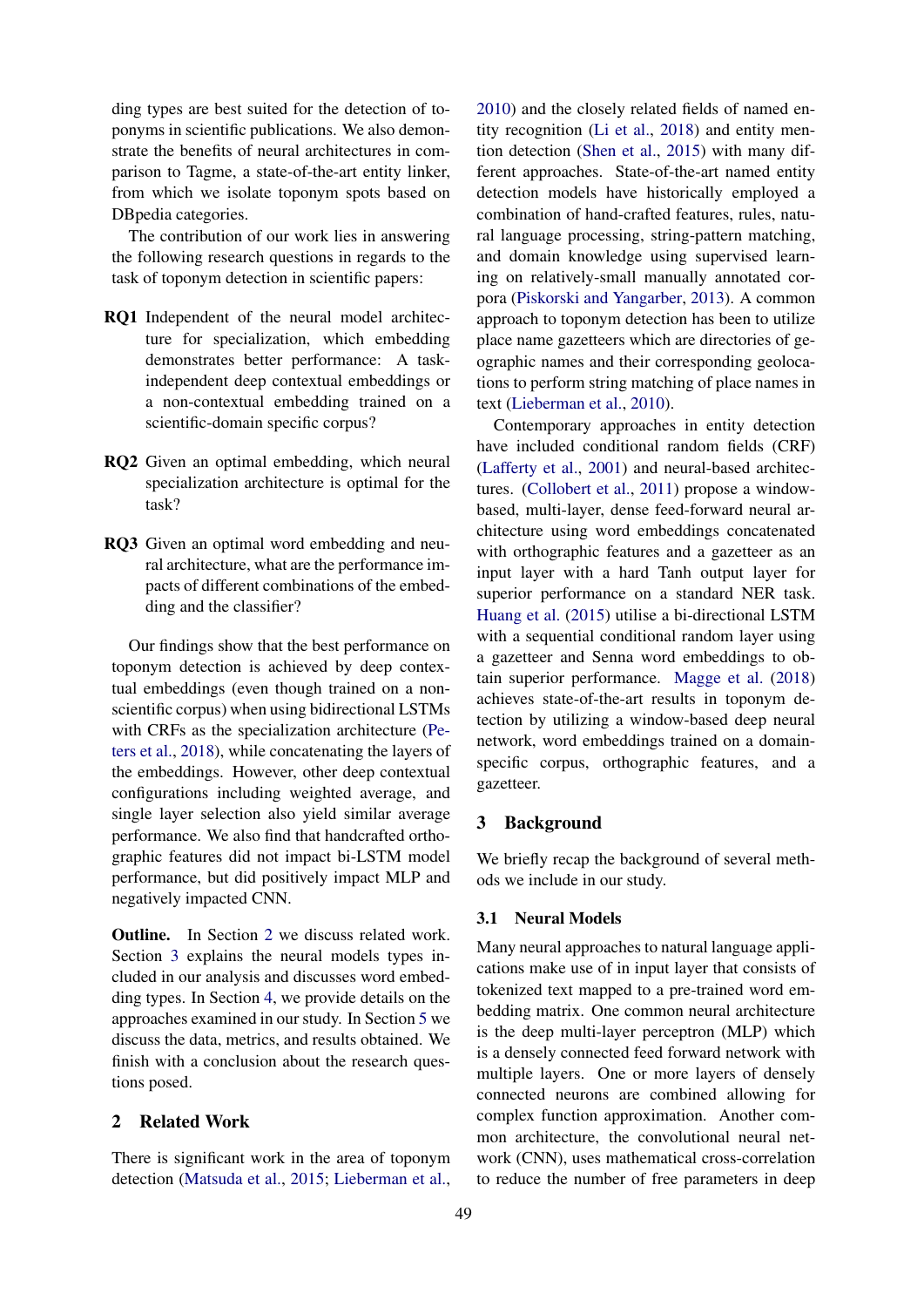ding types are best suited for the detection of toponyms in scientific publications. We also demonstrate the benefits of neural architectures in comparison to Tagme, a state-of-the-art entity linker, from which we isolate toponym spots based on DBpedia categories.

The contribution of our work lies in answering the following research questions in regards to the task of toponym detection in scientific papers:

**RQ1** Independent of the neural model architecture for specialization, which embedding demonstrates better performance: A task-independent deep contextual embeddings or a non-contextual embedding trained on a scientific-domain specific corpus?

**RQ2** Given an optimal embedding, which neural specialization architecture is optimal for the task?

**RQ3** Given an optimal word embedding and neural architecture, what are the performance impacts of different combinations of the embedding and the classifier?

Our findings show that the best performance on toponym detection is achieved by deep contextual embeddings (even though trained on a non-scientific corpus) when using bidirectional LSTMs with CRFs as the specialization architecture (Peters et al., 2018), while concatenating the layers of the embeddings. However, other deep contextual configurations including weighted average, and single layer selection also yield similar average performance. We also find that handcrafted orthographic features did not impact bi-LSTM model performance, but did positively impact MLP and negatively impacted CNN.

**Outline.** In Section 2 we discuss related work. Section 3 explains the neural models types included in our analysis and discusses word embedding types. In Section 4, we provide details on the approaches examined in our study. In Section 5 we discuss the data, metrics, and results obtained. We finish with a conclusion about the research questions posed.

## 2 Related Work

There is significant work in the area of toponym detection (Matsuda et al., 2015; Lieberman et al., 2010) and the closely related fields of named entity recognition (Li et al., 2018) and entity mention detection (Shen et al., 2015) with many different approaches. State-of-the-art named entity detection models have historically employed a combination of hand-crafted features, rules, natural language processing, string-pattern matching, and domain knowledge using supervised learning on relatively-small manually annotated corpora (Piskorski and Yangarber, 2013). A common approach to toponym detection has been to utilize place name gazetteers which are directories of geographic names and their corresponding geolocations to perform string matching of place names in text (Lieberman et al., 2010).

Contemporary approaches in entity detection have included conditional random fields (CRF) (Lafferty et al., 2001) and neural-based architectures. (Collobert et al., 2011) propose a window-based, multi-layer, dense feed-forward neural architecture using word embeddings concatenated with orthographic features and a gazetteer as an input layer with a hard Tanh output layer for superior performance on a standard NER task. Huang et al. (2015) utilise a bi-directional LSTM with a sequential conditional random layer using a gazetteer and Senna word embeddings to obtain superior performance. Magge et al. (2018) achieves state-of-the-art results in toponym detection by utilizing a window-based deep neural network, word embeddings trained on a domain-specific corpus, orthographic features, and a gazetteer.

## 3 Background

We briefly recap the background of several methods we include in our study.

### 3.1 Neural Models

Many neural approaches to natural language applications make use of in input layer that consists of tokenized text mapped to a pre-trained word embedding matrix. One common neural architecture is the deep multi-layer perceptron (MLP) which is a densely connected feed forward network with multiple layers. One or more layers of densely connected neurons are combined allowing for complex function approximation. Another common architecture, the convolutional neural network (CNN), uses mathematical cross-correlation to reduce the number of free parameters in deep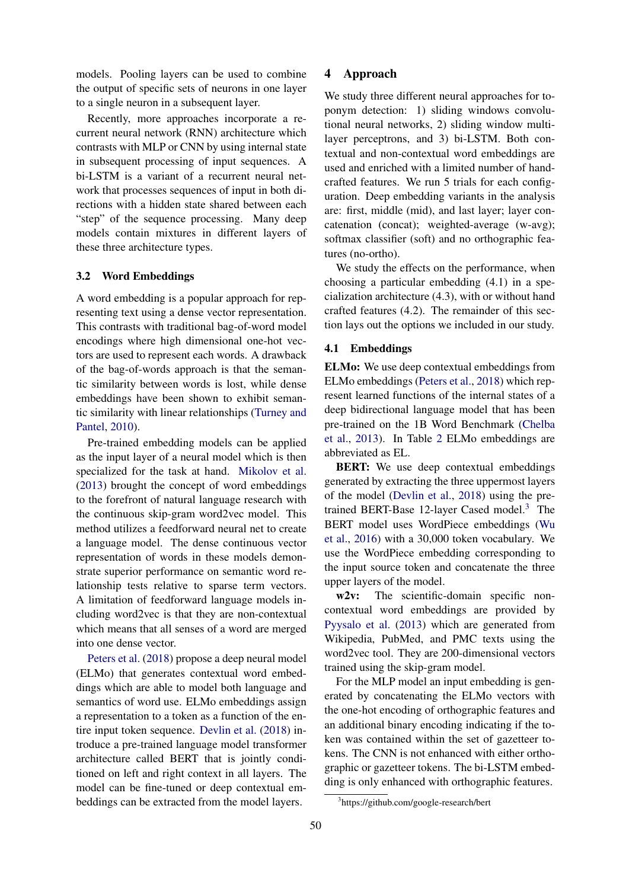models. Pooling layers can be used to combine the output of specific sets of neurons in one layer to a single neuron in a subsequent layer.

Recently, more approaches incorporate a recurrent neural network (RNN) architecture which contrasts with MLP or CNN by using internal state in subsequent processing of input sequences. A bi-LSTM is a variant of a recurrent neural network that processes sequences of input in both directions with a hidden state shared between each "step" of the sequence processing. Many deep models contain mixtures in different layers of these three architecture types.

### 3.2 Word Embeddings

A word embedding is a popular approach for representing text using a dense vector representation. This contrasts with traditional bag-of-word model encodings where high dimensional one-hot vectors are used to represent each words. A drawback of the bag-of-words approach is that the semantic similarity between words is lost, while dense embeddings have been shown to exhibit semantic similarity with linear relationships (Turney and Pantel, 2010).

Pre-trained embedding models can be applied as the input layer of a neural model which is then specialized for the task at hand. Mikolov et al. (2013) brought the concept of word embeddings to the forefront of natural language research with the continuous skip-gram word2vec model. This method utilizes a feedforward neural net to create a language model. The dense continuous vector representation of words in these models demonstrate superior performance on semantic word relationship tests relative to sparse term vectors. A limitation of feedforward language models including word2vec is that they are non-contextual which means that all senses of a word are merged into one dense vector.

Peters et al. (2018) propose a deep neural model (ELMo) that generates contextual word embeddings which are able to model both language and semantics of word use. ELMo embeddings assign a representation to a token as a function of the entire input token sequence. Devlin et al. (2018) introduce a pre-trained language model transformer architecture called BERT that is jointly conditioned on left and right context in all layers. The model can be fine-tuned or deep contextual embeddings can be extracted from the model layers.

## 4 Approach

We study three different neural approaches for toponym detection: 1) sliding windows convolutional neural networks, 2) sliding window multilayer perceptrons, and 3) bi-LSTM. Both contextual and non-contextual word embeddings are used and enriched with a limited number of handcrafted features. We run 5 trials for each configuration. Deep embedding variants in the analysis are: first, middle (mid), and last layer; layer concatenation (concat); weighted-average (w-avg); softmax classifier (soft) and no orthographic features (no-ortho).

We study the effects on the performance, when choosing a particular embedding (4.1) in a specialization architecture (4.3), with or without hand crafted features (4.2). The remainder of this section lays out the options we included in our study.

### 4.1 Embeddings

**ELMo:** We use deep contextual embeddings from ELMo embeddings (Peters et al., 2018) which represent learned functions of the internal states of a deep bidirectional language model that has been pre-trained on the 1B Word Benchmark (Chelba et al., 2013). In Table 2 ELMo embeddings are abbreviated as EL.

**BERT:** We use deep contextual embeddings generated by extracting the three uppermost layers of the model (Devlin et al., 2018) using the pre-trained BERT-Base 12-layer Cased model.[3] The BERT model uses WordPiece embeddings (Wu et al., 2016) with a 30,000 token vocabulary. We use the WordPiece embedding corresponding to the input source token and concatenate the three upper layers of the model.

**w2v:** The scientific-domain specific non-contextual word embeddings are provided by Pyysalo et al. (2013) which are generated from Wikipedia, PubMed, and PMC texts using the word2vec tool. They are 200-dimensional vectors trained using the skip-gram model.

For the MLP model an input embedding is generated by concatenating the ELMo vectors with the one-hot encoding of orthographic features and an additional binary encoding indicating if the token was contained within the set of gazetteer tokens. The CNN is not enhanced with either orthographic or gazetteer tokens. The bi-LSTM embedding is only enhanced with orthographic features.

[3] https://github.com/google-research/bert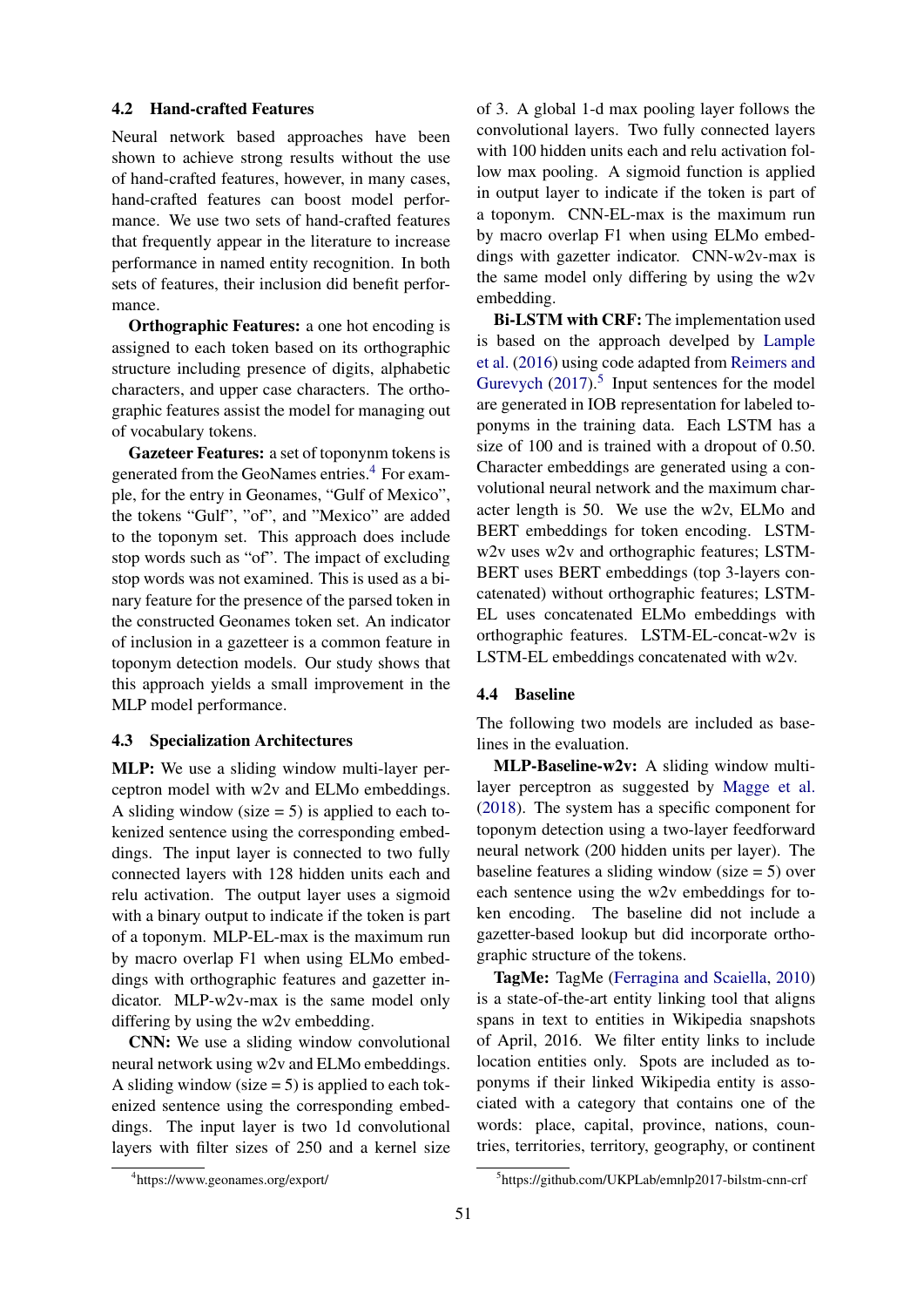### 4.2 Hand-crafted Features

Neural network based approaches have been shown to achieve strong results without the use of hand-crafted features, however, in many cases, hand-crafted features can boost model performance. We use two sets of hand-crafted features that frequently appear in the literature to increase performance in named entity recognition. In both sets of features, their inclusion did benefit performance.

**Orthographic Features:** a one hot encoding is assigned to each token based on its orthographic structure including presence of digits, alphabetic characters, and upper case characters. The orthographic features assist the model for managing out of vocabulary tokens.

**Gazeteer Features:** a set of toponynm tokens is generated from the GeoNames entries.[4] For example, for the entry in Geonames, "Gulf of Mexico", the tokens "Gulf", "of", and "Mexico" are added to the toponym set. This approach does include stop words such as "of". The impact of excluding stop words was not examined. This is used as a binary feature for the presence of the parsed token in the constructed Geonames token set. An indicator of inclusion in a gazetteer is a common feature in toponym detection models. Our study shows that this approach yields a small improvement in the MLP model performance.

### 4.3 Specialization Architectures

**MLP:** We use a sliding window multi-layer perceptron model with w2v and ELMo embeddings. A sliding window (size = 5) is applied to each tokenized sentence using the corresponding embeddings. The input layer is connected to two fully connected layers with 128 hidden units each and relu activation. The output layer uses a sigmoid with a binary output to indicate if the token is part of a toponym. MLP-EL-max is the maximum run by macro overlap F1 when using ELMo embeddings with orthographic features and gazetter indicator. MLP-w2v-max is the same model only differing by using the w2v embedding.

**CNN:** We use a sliding window convolutional neural network using w2v and ELMo embeddings. A sliding window (size = 5) is applied to each tokenized sentence using the corresponding embeddings. The input layer is two 1d convolutional layers with filter sizes of 250 and a kernel size of 3. A global 1-d max pooling layer follows the convolutional layers. Two fully connected layers with 100 hidden units each and relu activation follow max pooling. A sigmoid function is applied in output layer to indicate if the token is part of a toponym. CNN-EL-max is the maximum run by macro overlap F1 when using ELMo embeddings with gazetter indicator. CNN-w2v-max is the same model only differing by using the w2v embedding.

**Bi-LSTM with CRF:** The implementation used is based on the approach develped by Lample et al. (2016) using code adapted from Reimers and Gurevych (2017).[5] Input sentences for the model are generated in IOB representation for labeled toponyms in the training data. Each LSTM has a size of 100 and is trained with a dropout of 0.50. Character embeddings are generated using a convolutional neural network and the maximum character length is 50. We use the w2v, ELMo and BERT embeddings for token encoding. LSTM-w2v uses w2v and orthographic features; LSTM-BERT uses BERT embeddings (top 3-layers concatenated) without orthographic features; LSTM-EL uses concatenated ELMo embeddings with orthographic features. LSTM-EL-concat-w2v is LSTM-EL embeddings concatenated with w2v.

### 4.4 Baseline

The following two models are included as baselines in the evaluation.

**MLP-Baseline-w2v:** A sliding window multi-layer perceptron as suggested by Magge et al. (2018). The system has a specific component for toponym detection using a two-layer feedforward neural network (200 hidden units per layer). The baseline features a sliding window (size = 5) over each sentence using the w2v embeddings for token encoding. The baseline did not include a gazetter-based lookup but did incorporate orthographic structure of the tokens.

**TagMe:** TagMe (Ferragina and Scaiella, 2010) is a state-of-the-art entity linking tool that aligns spans in text to entities in Wikipedia snapshots of April, 2016. We filter entity links to include location entities only. Spots are included as toponyms if their linked Wikipedia entity is associated with a category that contains one of the words: place, capital, province, nations, countries, territories, territory, geography, or continent

[4] https://www.geonames.org/export/

[5] https://github.com/UKPLab/emnlp2017-bilstm-cnn-crf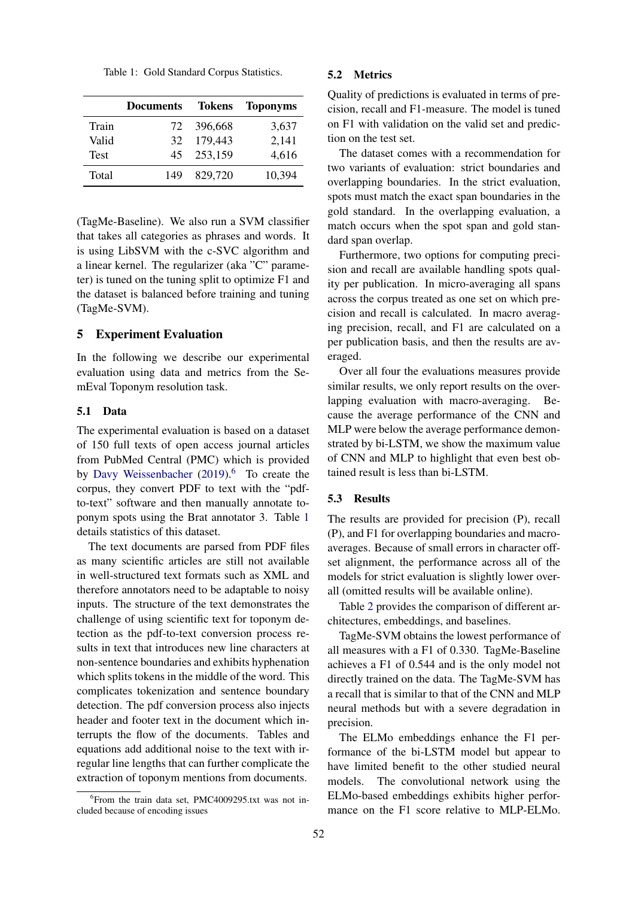Table 1: Gold Standard Corpus Statistics.

| | Documents | Tokens | Toponyms |
|---|---|---|---|
| Train | 72 | 396,668 | 3,637 |
| Valid | 32 | 179,443 | 2,141 |
| Test | 45 | 253,159 | 4,616 |
| Total | 149 | 829,720 | 10,394 |

(TagMe-Baseline). We also run a SVM classifier that takes all categories as phrases and words. It is using LibSVM with the c-SVC algorithm and a linear kernel. The regularizer (aka "C" parameter) is tuned on the tuning split to optimize F1 and the dataset is balanced before training and tuning (TagMe-SVM).

## 5 Experiment Evaluation

In the following we describe our experimental evaluation using data and metrics from the SemEval Toponym resolution task.

### 5.1 Data

The experimental evaluation is based on a dataset of 150 full texts of open access journal articles from PubMed Central (PMC) which is provided by Davy Weissenbacher (2019).[6] To create the corpus, they convert PDF to text with the "pdf-to-text" software and then manually annotate toponym spots using the Brat annotator 3. Table 1 details statistics of this dataset.

The text documents are parsed from PDF files as many scientific articles are still not available in well-structured text formats such as XML and therefore annotators need to be adaptable to noisy inputs. The structure of the text demonstrates the challenge of using scientific text for toponym detection as the pdf-to-text conversion process results in text that introduces new line characters at non-sentence boundaries and exhibits hyphenation which splits tokens in the middle of the word. This complicates tokenization and sentence boundary detection. The pdf conversion process also injects header and footer text in the document which interrupts the flow of the documents. Tables and equations add additional noise to the text with irregular line lengths that can further complicate the extraction of toponym mentions from documents.

[6] From the train data set, PMC4009295.txt was not included because of encoding issues

### 5.2 Metrics

Quality of predictions is evaluated in terms of precision, recall and F1-measure. The model is tuned on F1 with validation on the valid set and prediction on the test set.

The dataset comes with a recommendation for two variants of evaluation: strict boundaries and overlapping boundaries. In the strict evaluation, spots must match the exact span boundaries in the gold standard. In the overlapping evaluation, a match occurs when the spot span and gold standard span overlap.

Furthermore, two options for computing precision and recall are available handling spots quality per publication. In micro-averaging all spans across the corpus treated as one set on which precision and recall is calculated. In macro averaging precision, recall, and F1 are calculated on a per publication basis, and then the results are averaged.

Over all four the evaluations measures provide similar results, we only report results on the overlapping evaluation with macro-averaging. Because the average performance of the CNN and MLP were below the average performance demonstrated by bi-LSTM, we show the maximum value of CNN and MLP to highlight that even best obtained result is less than bi-LSTM.

### 5.3 Results

The results are provided for precision (P), recall (P), and F1 for overlapping boundaries and macro-averages. Because of small errors in character offset alignment, the performance across all of the models for strict evaluation is slightly lower overall (omitted results will be available online).

Table 2 provides the comparison of different architectures, embeddings, and baselines.

TagMe-SVM obtains the lowest performance of all measures with a F1 of 0.330. TagMe-Baseline achieves a F1 of 0.544 and is the only model not directly trained on the data. The TagMe-SVM has a recall that is similar to that of the CNN and MLP neural methods but with a severe degradation in precision.

The ELMo embeddings enhance the F1 performance of the bi-LSTM model but appear to have limited benefit to the other studied neural models. The convolutional network using the ELMo-based embeddings exhibits higher performance on the F1 score relative to MLP-ELMo.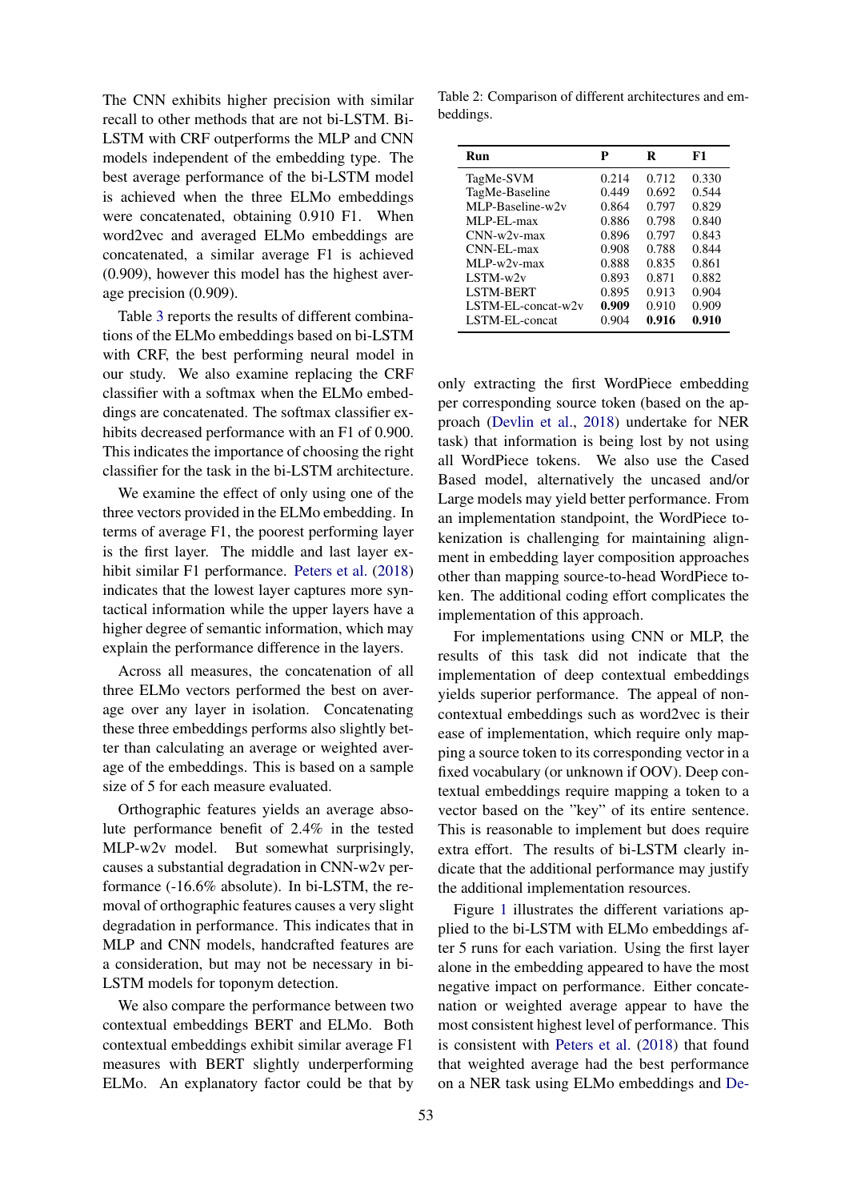The CNN exhibits higher precision with similar recall to other methods that are not bi-LSTM. Bi-LSTM with CRF outperforms the MLP and CNN models independent of the embedding type. The best average performance of the bi-LSTM model is achieved when the three ELMo embeddings were concatenated, obtaining 0.910 F1. When word2vec and averaged ELMo embeddings are concatenated, a similar average F1 is achieved (0.909), however this model has the highest average precision (0.909).

Table 3 reports the results of different combinations of the ELMo embeddings based on bi-LSTM with CRF, the best performing neural model in our study. We also examine replacing the CRF classifier with a softmax when the ELMo embeddings are concatenated. The softmax classifier exhibits decreased performance with an F1 of 0.900. This indicates the importance of choosing the right classifier for the task in the bi-LSTM architecture.

We examine the effect of only using one of the three vectors provided in the ELMo embedding. In terms of average F1, the poorest performing layer is the first layer. The middle and last layer exhibit similar F1 performance. Peters et al. (2018) indicates that the lowest layer captures more syntactical information while the upper layers have a higher degree of semantic information, which may explain the performance difference in the layers.

Across all measures, the concatenation of all three ELMo vectors performed the best on average over any layer in isolation. Concatenating these three embeddings performs also slightly better than calculating an average or weighted average of the embeddings. This is based on a sample size of 5 for each measure evaluated.

Orthographic features yields an average absolute performance benefit of 2.4% in the tested MLP-w2v model. But somewhat surprisingly, causes a substantial degradation in CNN-w2v performance (-16.6% absolute). In bi-LSTM, the removal of orthographic features causes a very slight degradation in performance. This indicates that in MLP and CNN models, handcrafted features are a consideration, but may not be necessary in bi-LSTM models for toponym detection.

We also compare the performance between two contextual embeddings BERT and ELMo. Both contextual embeddings exhibit similar average F1 measures with BERT slightly underperforming ELMo. An explanatory factor could be that by only extracting the first WordPiece embedding per corresponding source token (based on the approach (Devlin et al., 2018) undertake for NER task) that information is being lost by not using all WordPiece tokens. We also use the Cased Based model, alternatively the uncased and/or Large models may yield better performance. From an implementation standpoint, the WordPiece tokenization is challenging for maintaining alignment in embedding layer composition approaches other than mapping source-to-head WordPiece token. The additional coding effort complicates the implementation of this approach.

Table 2: Comparison of different architectures and embeddings.

| Run | P | R | F1 |
|---|---|---|---|
| TagMe-SVM | 0.214 | 0.712 | 0.330 |
| TagMe-Baseline | 0.449 | 0.692 | 0.544 |
| MLP-Baseline-w2v | 0.864 | 0.797 | 0.829 |
| MLP-EL-max | 0.886 | 0.798 | 0.840 |
| CNN-w2v-max | 0.896 | 0.797 | 0.843 |
| CNN-EL-max | 0.908 | 0.788 | 0.844 |
| MLP-w2v-max | 0.888 | 0.835 | 0.861 |
| LSTM-w2v | 0.893 | 0.871 | 0.882 |
| LSTM-BERT | 0.895 | 0.913 | 0.904 |
| LSTM-EL-concat-w2v | **0.909** | 0.910 | 0.909 |
| LSTM-EL-concat | 0.904 | **0.916** | **0.910** |

For implementations using CNN or MLP, the results of this task did not indicate that the implementation of deep contextual embeddings yields superior performance. The appeal of non-contextual embeddings such as word2vec is their ease of implementation, which require only mapping a source token to its corresponding vector in a fixed vocabulary (or unknown if OOV). Deep contextual embeddings require mapping a token to a vector based on the "key" of its entire sentence. This is reasonable to implement but does require extra effort. The results of bi-LSTM clearly indicate that the additional performance may justify the additional implementation resources.

Figure 1 illustrates the different variations applied to the bi-LSTM with ELMo embeddings after 5 runs for each variation. Using the first layer alone in the embedding appeared to have the most negative impact on performance. Either concatenation or weighted average appear to have the most consistent highest level of performance. This is consistent with Peters et al. (2018) that found that weighted average had the best performance on a NER task using ELMo embeddings and De-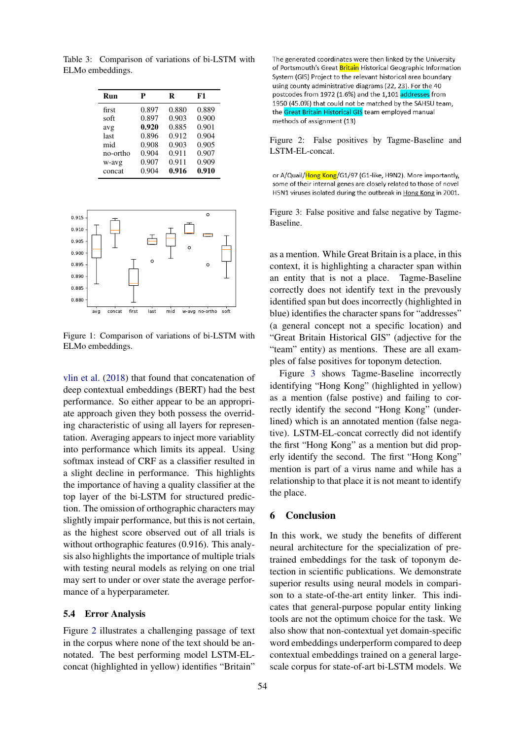Table 3: Comparison of variations of bi-LSTM with ELMo embeddings.

| Run | P | R | F1 |
|---|---|---|---|
| first | 0.897 | 0.880 | 0.889 |
| soft | 0.897 | 0.903 | 0.900 |
| avg | **0.920** | 0.885 | 0.901 |
| last | 0.896 | 0.912 | 0.904 |
| mid | 0.908 | 0.903 | 0.905 |
| no-ortho | 0.904 | 0.911 | 0.907 |
| w-avg | 0.907 | 0.911 | 0.909 |
| concat | 0.904 | **0.916** | **0.910** |

Figure 1: Comparison of variations of bi-LSTM with ELMo embeddings.

vlin et al. (2018) that found that concatenation of deep contextual embeddings (BERT) had the best performance. So either appear to be an appropriate approach given they both possess the overriding characteristic of using all layers for representation. Averaging appears to inject more variablity into performance which limits its appeal. Using softmax instead of CRF as a classifier resulted in a slight decline in performance. This highlights the importance of having a quality classifier at the top layer of the bi-LSTM for structured prediction. The omission of orthographic characters may slightly impair performance, but this is not certain, as the highest score observed out of all trials is without orthographic features (0.916). This analysis also highlights the importance of multiple trials with testing neural models as relying on one trial may sert to under or over state the average performance of a hyperparameter.

### 5.4 Error Analysis

Figure 2 illustrates a challenging passage of text in the corpus where none of the text should be annotated. The best performing model LSTM-EL-concat (highlighted in yellow) identifies "Britain" as a mention. While Great Britain is a place, in this context, it is highlighting a character span within an entity that is not a place. Tagme-Baseline correctly does not identify text in the prevously identified span but does incorrectly (highlighted in blue) identifies the character spans for "addresses" (a general concept not a specific location) and "Great Britain Historical GIS" (adjective for the "team" entity) as mentions. These are all examples of false positives for toponym detection.

The generated coordinates were then linked by the University of Portsmouth's Great Britain Historical Geographic Information System (GIS) Project to the relevant historical area boundary using county administrative diagrams (22, 23). For the 40 postcodes from 1972 (1.6%) and the 1,101 addresses from 1950 (45.0%) that could not be matched by the SAHSU team, the Great Britain Historical GIS team employed manual methods of assignment (13)

Figure 2: False positives by Tagme-Baseline and LSTM-EL-concat.

or A/Quail/Hong Kong/G1/97 (G1-like, H9N2). More importantly, some of their internal genes are closely related to those of novel H5N1 viruses isolated during the outbreak in Hong Kong in 2001.

Figure 3: False positive and false negative by Tagme-Baseline.

Figure 3 shows Tagme-Baseline incorrectly identifying "Hong Kong" (highlighted in yellow) as a mention (false postive) and failing to correctly identify the second "Hong Kong" (underlined) which is an annotated mention (false negative). LSTM-EL-concat correctly did not identify the first "Hong Kong" as a mention but did properly identify the second. The first "Hong Kong" mention is part of a virus name and while has a relationship to that place it is not meant to identify the place.

## 6 Conclusion

In this work, we study the benefits of different neural architecture for the specialization of pre-trained embeddings for the task of toponym detection in scientific publications. We demonstrate superior results using neural models in comparison to a state-of-the-art entity linker. This indicates that general-purpose popular entity linking tools are not the optimum choice for the task. We also show that non-contextual yet domain-specific word embeddings underperform compared to deep contextual embeddings trained on a general large-scale corpus for state-of-art bi-LSTM models. We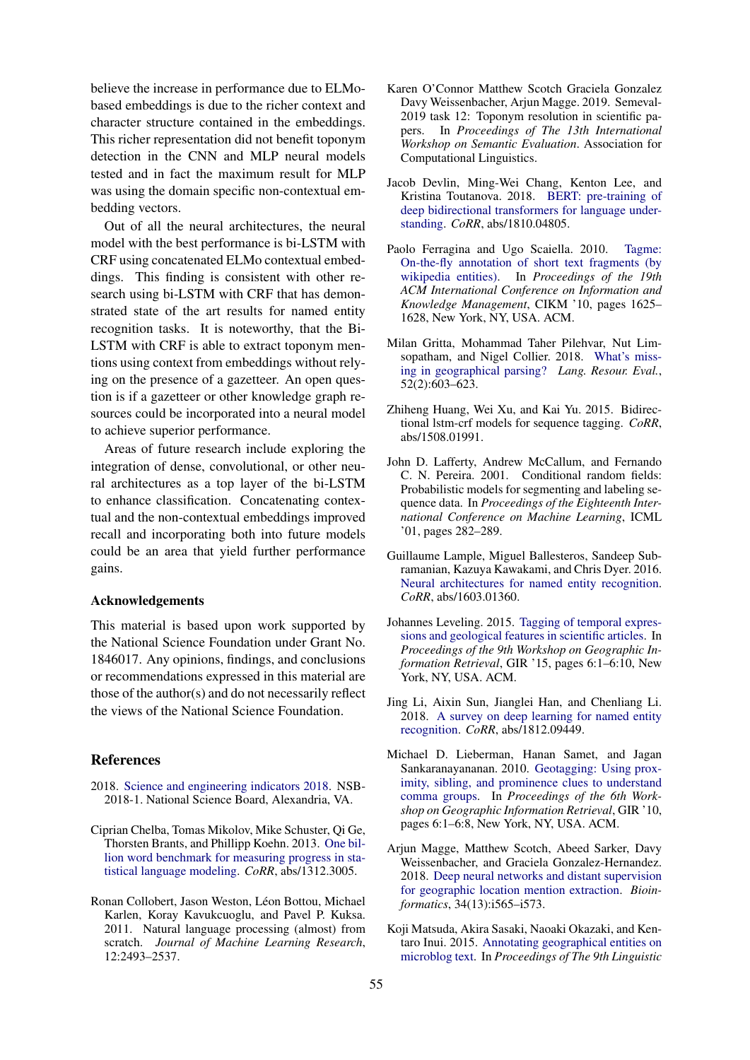believe the increase in performance due to ELMo-based embeddings is due to the richer context and character structure contained in the embeddings. This richer representation did not benefit toponym detection in the CNN and MLP neural models tested and in fact the maximum result for MLP was using the domain specific non-contextual embedding vectors.

Out of all the neural architectures, the neural model with the best performance is bi-LSTM with CRF using concatenated ELMo contextual embeddings. This finding is consistent with other research using bi-LSTM with CRF that has demonstrated state of the art results for named entity recognition tasks. It is noteworthy, that the Bi-LSTM with CRF is able to extract toponym mentions using context from embeddings without relying on the presence of a gazetteer. An open question is if a gazetteer or other knowledge graph resources could be incorporated into a neural model to achieve superior performance.

Areas of future research include exploring the integration of dense, convolutional, or other neural architectures as a top layer of the bi-LSTM to enhance classification. Concatenating contextual and the non-contextual embeddings improved recall and incorporating both into future models could be an area that yield further performance gains.

## Acknowledgements

This material is based upon work supported by the National Science Foundation under Grant No. 1846017. Any opinions, findings, and conclusions or recommendations expressed in this material are those of the author(s) and do not necessarily reflect the views of the National Science Foundation.

## References

2018. Science and engineering indicators 2018. NSB-2018-1. National Science Board, Alexandria, VA.

Ciprian Chelba, Tomas Mikolov, Mike Schuster, Qi Ge, Thorsten Brants, and Phillipp Koehn. 2013. One billion word benchmark for measuring progress in statistical language modeling. *CoRR*, abs/1312.3005.

Ronan Collobert, Jason Weston, Léon Bottou, Michael Karlen, Koray Kavukcuoglu, and Pavel P. Kuksa. 2011. Natural language processing (almost) from scratch. *Journal of Machine Learning Research*, 12:2493–2537.

Karen O'Connor Matthew Scotch Graciela Gonzalez Davy Weissenbacher, Arjun Magge. 2019. Semeval-2019 task 12: Toponym resolution in scientific papers. In *Proceedings of The 13th International Workshop on Semantic Evaluation*. Association for Computational Linguistics.

Jacob Devlin, Ming-Wei Chang, Kenton Lee, and Kristina Toutanova. 2018. BERT: pre-training of deep bidirectional transformers for language understanding. *CoRR*, abs/1810.04805.

Paolo Ferragina and Ugo Scaiella. 2010. Tagme: On-the-fly annotation of short text fragments (by wikipedia entities). In *Proceedings of the 19th ACM International Conference on Information and Knowledge Management*, CIKM '10, pages 1625–1628, New York, NY, USA. ACM.

Milan Gritta, Mohammad Taher Pilehvar, Nut Limsopatham, and Nigel Collier. 2018. What's missing in geographical parsing? *Lang. Resour. Eval.*, 52(2):603–623.

Zhiheng Huang, Wei Xu, and Kai Yu. 2015. Bidirectional lstm-crf models for sequence tagging. *CoRR*, abs/1508.01991.

John D. Lafferty, Andrew McCallum, and Fernando C. N. Pereira. 2001. Conditional random fields: Probabilistic models for segmenting and labeling sequence data. In *Proceedings of the Eighteenth International Conference on Machine Learning*, ICML '01, pages 282–289.

Guillaume Lample, Miguel Ballesteros, Sandeep Subramanian, Kazuya Kawakami, and Chris Dyer. 2016. Neural architectures for named entity recognition. *CoRR*, abs/1603.01360.

Johannes Leveling. 2015. Tagging of temporal expressions and geological features in scientific articles. In *Proceedings of the 9th Workshop on Geographic Information Retrieval*, GIR '15, pages 6:1–6:10, New York, NY, USA. ACM.

Jing Li, Aixin Sun, Jianglei Han, and Chenliang Li. 2018. A survey on deep learning for named entity recognition. *CoRR*, abs/1812.09449.

Michael D. Lieberman, Hanan Samet, and Jagan Sankaranayananan. 2010. Geotagging: Using proximity, sibling, and prominence clues to understand comma groups. In *Proceedings of the 6th Workshop on Geographic Information Retrieval*, GIR '10, pages 6:1–6:8, New York, NY, USA. ACM.

Arjun Magge, Matthew Scotch, Abeed Sarker, Davy Weissenbacher, and Graciela Gonzalez-Hernandez. 2018. Deep neural networks and distant supervision for geographic location mention extraction. *Bioinformatics*, 34(13):i565–i573.

Koji Matsuda, Akira Sasaki, Naoaki Okazaki, and Kentaro Inui. 2015. Annotating geographical entities on microblog text. In *Proceedings of The 9th Linguistic*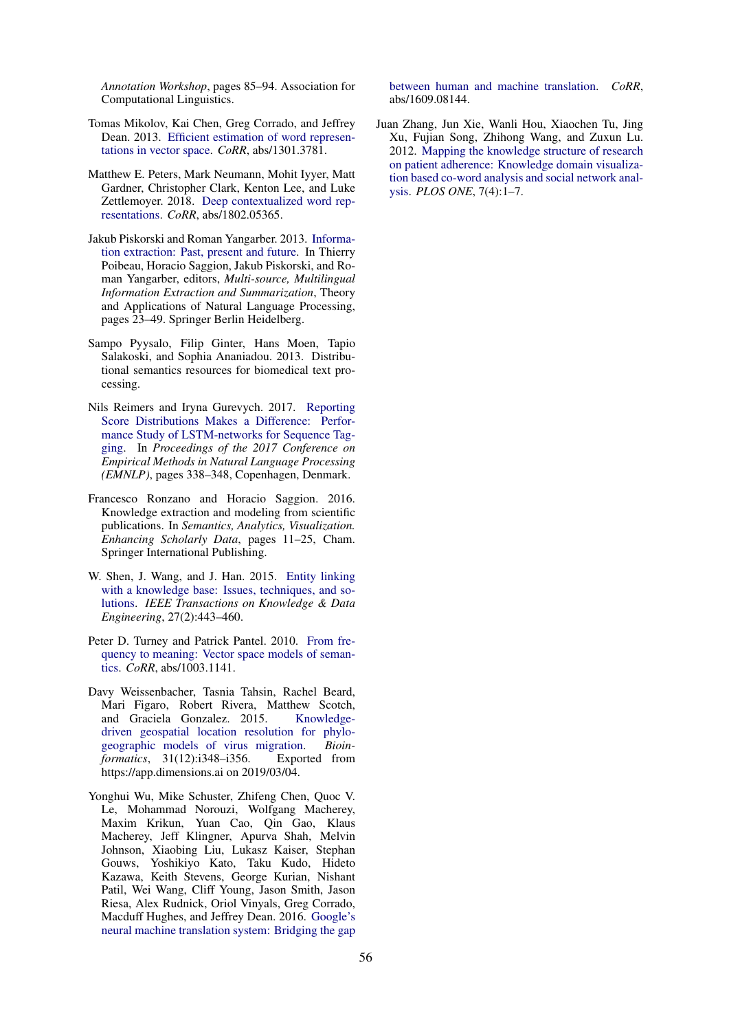*Annotation Workshop*, pages 85–94. Association for Computational Linguistics.

Tomas Mikolov, Kai Chen, Greg Corrado, and Jeffrey Dean. 2013. Efficient estimation of word representations in vector space. *CoRR*, abs/1301.3781.

Matthew E. Peters, Mark Neumann, Mohit Iyyer, Matt Gardner, Christopher Clark, Kenton Lee, and Luke Zettlemoyer. 2018. Deep contextualized word representations. *CoRR*, abs/1802.05365.

Jakub Piskorski and Roman Yangarber. 2013. Information extraction: Past, present and future. In Thierry Poibeau, Horacio Saggion, Jakub Piskorski, and Roman Yangarber, editors, *Multi-source, Multilingual Information Extraction and Summarization*, Theory and Applications of Natural Language Processing, pages 23–49. Springer Berlin Heidelberg.

Sampo Pyysalo, Filip Ginter, Hans Moen, Tapio Salakoski, and Sophia Ananiadou. 2013. Distributional semantics resources for biomedical text processing.

Nils Reimers and Iryna Gurevych. 2017. Reporting Score Distributions Makes a Difference: Performance Study of LSTM-networks for Sequence Tagging. In *Proceedings of the 2017 Conference on Empirical Methods in Natural Language Processing (EMNLP)*, pages 338–348, Copenhagen, Denmark.

Francesco Ronzano and Horacio Saggion. 2016. Knowledge extraction and modeling from scientific publications. In *Semantics, Analytics, Visualization. Enhancing Scholarly Data*, pages 11–25, Cham. Springer International Publishing.

W. Shen, J. Wang, and J. Han. 2015. Entity linking with a knowledge base: Issues, techniques, and solutions. *IEEE Transactions on Knowledge & Data Engineering*, 27(2):443–460.

Peter D. Turney and Patrick Pantel. 2010. From frequency to meaning: Vector space models of semantics. *CoRR*, abs/1003.1141.

Davy Weissenbacher, Tasnia Tahsin, Rachel Beard, Mari Figaro, Robert Rivera, Matthew Scotch, and Graciela Gonzalez. 2015. Knowledge-driven geospatial location resolution for phylogeographic models of virus migration. *Bioinformatics*, 31(12):i348–i356. Exported from https://app.dimensions.ai on 2019/03/04.

Yonghui Wu, Mike Schuster, Zhifeng Chen, Quoc V. Le, Mohammad Norouzi, Wolfgang Macherey, Maxim Krikun, Yuan Cao, Qin Gao, Klaus Macherey, Jeff Klingner, Apurva Shah, Melvin Johnson, Xiaobing Liu, Lukasz Kaiser, Stephan Gouws, Yoshikiyo Kato, Taku Kudo, Hideto Kazawa, Keith Stevens, George Kurian, Nishant Patil, Wei Wang, Cliff Young, Jason Smith, Jason Riesa, Alex Rudnick, Oriol Vinyals, Greg Corrado, Macduff Hughes, and Jeffrey Dean. 2016. Google's neural machine translation system: Bridging the gap between human and machine translation. *CoRR*, abs/1609.08144.

Juan Zhang, Jun Xie, Wanli Hou, Xiaochen Tu, Jing Xu, Fujian Song, Zhihong Wang, and Zuxun Lu. 2012. Mapping the knowledge structure of research on patient adherence: Knowledge domain visualization based co-word analysis and social network analysis. *PLOS ONE*, 7(4):1–7.